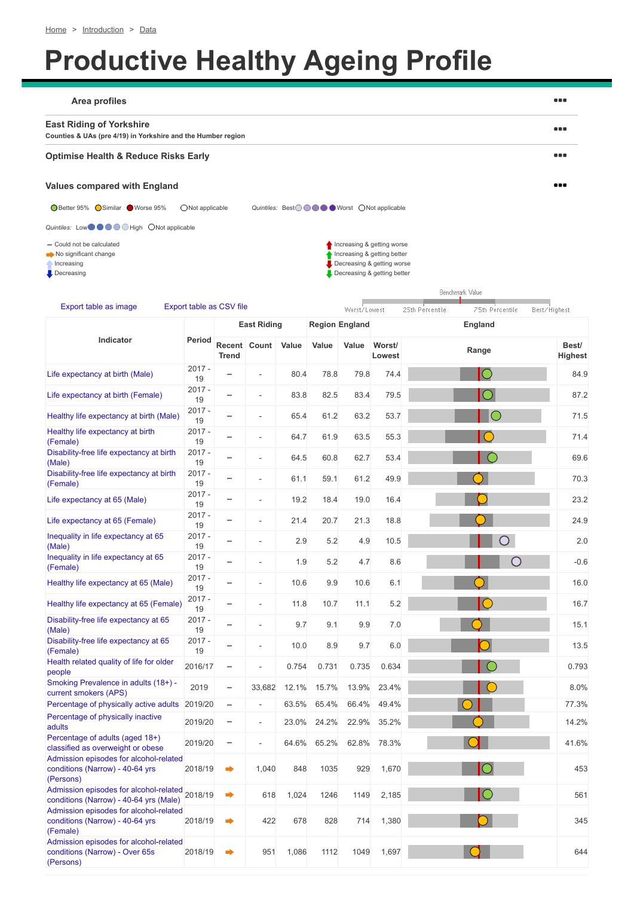Home > Introduction > Data

# Productive Healthy Ageing Profile

**Area profiles**

**East Riding of Yorkshire**
**Counties & UAs (pre 4/19) in Yorkshire and the Humber region**

**Optimise Health & Reduce Risks Early**

**Values compared with England**

Better 95% Similar Worse 95% Not applicable Quintiles: Best Worst Not applicable

Quintiles: Low High Not applicable

- Could not be calculated
- No significant change
- Increasing
- Decreasing
- Increasing & getting worse
- Increasing & getting better
- Decreasing & getting worse
- Decreasing & getting better

Export table as image Export table as CSV file

Benchmark Value
Worst/Lowest 25th Percentile 75th Percentile Best/Highest

| Indicator | Period | East Riding | | | Region | England | England | | |
|---|---|---|---|---|---|---|---|---|---|
| | | Recent Trend | Count | Value | Value | Value | Worst/ Lowest | Range | Best/ Highest |
| Life expectancy at birth (Male) | 2017 - 19 | – | - | 80.4 | 78.8 | 79.8 | 74.4 | | 84.9 |
| Life expectancy at birth (Female) | 2017 - 19 | – | - | 83.8 | 82.5 | 83.4 | 79.5 | | 87.2 |
| Healthy life expectancy at birth (Male) | 2017 - 19 | – | - | 65.4 | 61.2 | 63.2 | 53.7 | | 71.5 |
| Healthy life expectancy at birth (Female) | 2017 - 19 | – | - | 64.7 | 61.9 | 63.5 | 55.3 | | 71.4 |
| Disability-free life expectancy at birth (Male) | 2017 - 19 | – | - | 64.5 | 60.8 | 62.7 | 53.4 | | 69.6 |
| Disability-free life expectancy at birth (Female) | 2017 - 19 | – | - | 61.1 | 59.1 | 61.2 | 49.9 | | 70.3 |
| Life expectancy at 65 (Male) | 2017 - 19 | – | - | 19.2 | 18.4 | 19.0 | 16.4 | | 23.2 |
| Life expectancy at 65 (Female) | 2017 - 19 | – | - | 21.4 | 20.7 | 21.3 | 18.8 | | 24.9 |
| Inequality in life expectancy at 65 (Male) | 2017 - 19 | – | - | 2.9 | 5.2 | 4.9 | 10.5 | | 2.0 |
| Inequality in life expectancy at 65 (Female) | 2017 - 19 | – | - | 1.9 | 5.2 | 4.7 | 8.6 | | -0.6 |
| Healthy life expectancy at 65 (Male) | 2017 - 19 | – | - | 10.6 | 9.9 | 10.6 | 6.1 | | 16.0 |
| Healthy life expectancy at 65 (Female) | 2017 - 19 | – | - | 11.8 | 10.7 | 11.1 | 5.2 | | 16.7 |
| Disability-free life expectancy at 65 (Male) | 2017 - 19 | – | - | 9.7 | 9.1 | 9.9 | 7.0 | | 15.1 |
| Disability-free life expectancy at 65 (Female) | 2017 - 19 | – | - | 10.0 | 8.9 | 9.7 | 6.0 | | 13.5 |
| Health related quality of life for older people | 2016/17 | – | - | 0.754 | 0.731 | 0.735 | 0.634 | | 0.793 |
| Smoking Prevalence in adults (18+) - current smokers (APS) | 2019 | – | 33,682 | 12.1% | 15.7% | 13.9% | 23.4% | | 8.0% |
| Percentage of physically active adults | 2019/20 | – | - | 63.5% | 65.4% | 66.4% | 49.4% | | 77.3% |
| Percentage of physically inactive adults | 2019/20 | – | - | 23.0% | 24.2% | 22.9% | 35.2% | | 14.2% |
| Percentage of adults (aged 18+) classified as overweight or obese | 2019/20 | – | - | 64.6% | 65.2% | 62.8% | 78.3% | | 41.6% |
| Admission episodes for alcohol-related conditions (Narrow) - 40-64 yrs (Persons) | 2018/19 | ➡ | 1,040 | 848 | 1035 | 929 | 1,670 | | 453 |
| Admission episodes for alcohol-related conditions (Narrow) - 40-64 yrs (Male) | 2018/19 | ➡ | 618 | 1,024 | 1246 | 1149 | 2,185 | | 561 |
| Admission episodes for alcohol-related conditions (Narrow) - 40-64 yrs (Female) | 2018/19 | ➡ | 422 | 678 | 828 | 714 | 1,380 | | 345 |
| Admission episodes for alcohol-related conditions (Narrow) - Over 65s (Persons) | 2018/19 | ➡ | 951 | 1,086 | 1112 | 1049 | 1,697 | | 644 |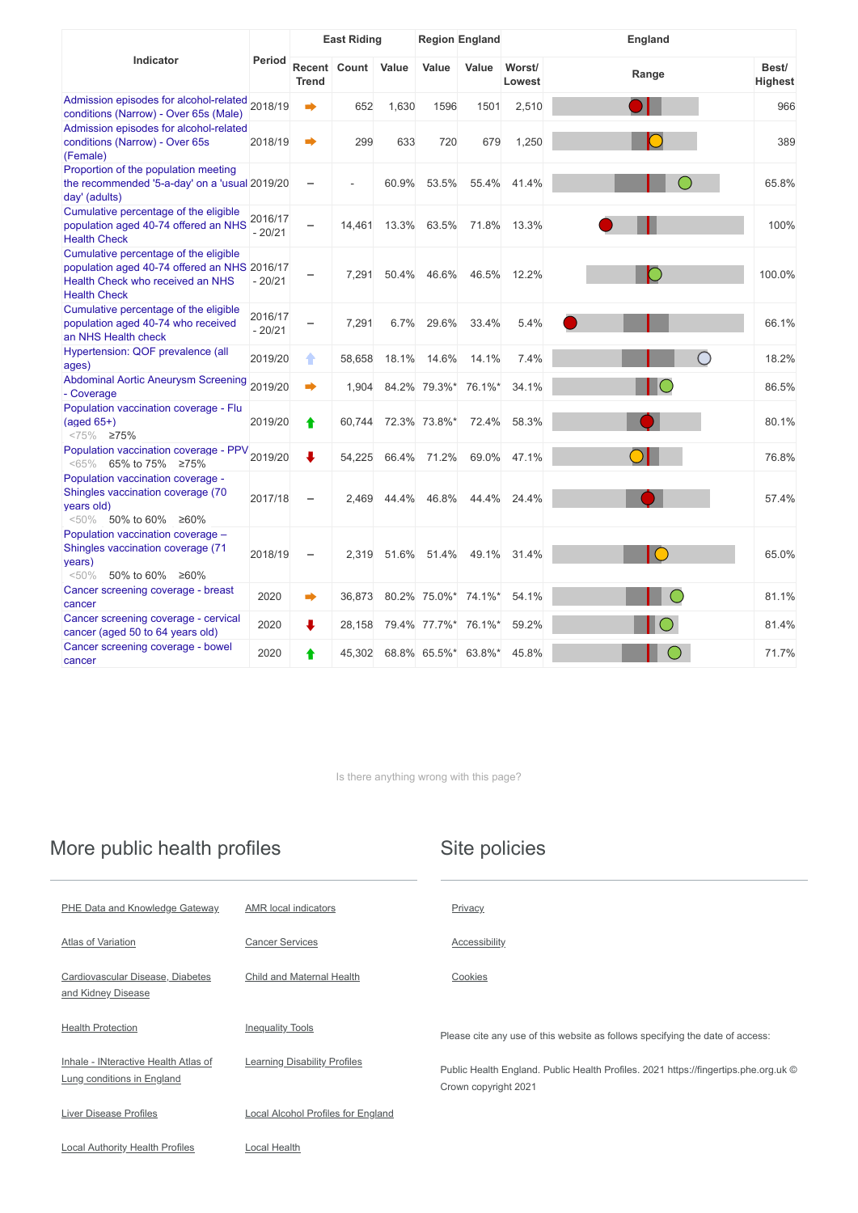| Indicator | Period | East Riding | | | Region | England | England | | |
|---|---|---|---|---|---|---|---|---|---|
| | | Recent Trend | Count | Value | Value | Value | Worst/ Lowest | Range | Best/ Highest |
| Admission episodes for alcohol-related conditions (Narrow) - Over 65s (Male) | 2018/19 | ➡ | 652 | 1,630 | 1596 | 1501 | 2,510 | | 966 |
| Admission episodes for alcohol-related conditions (Narrow) - Over 65s (Female) | 2018/19 | ➡ | 299 | 633 | 720 | 679 | 1,250 | | 389 |
| Proportion of the population meeting the recommended '5-a-day' on a 'usual day' (adults) | 2019/20 | – | - | 60.9% | 53.5% | 55.4% | 41.4% | | 65.8% |
| Cumulative percentage of the eligible population aged 40-74 offered an NHS Health Check | 2016/17 - 20/21 | – | 14,461 | 13.3% | 63.5% | 71.8% | 13.3% | | 100% |
| Cumulative percentage of the eligible population aged 40-74 offered an NHS Health Check who received an NHS Health Check | 2016/17 - 20/21 | – | 7,291 | 50.4% | 46.6% | 46.5% | 12.2% | | 100.0% |
| Cumulative percentage of the eligible population aged 40-74 who received an NHS Health check | 2016/17 - 20/21 | – | 7,291 | 6.7% | 29.6% | 33.4% | 5.4% | | 66.1% |
| Hypertension: QOF prevalence (all ages) | 2019/20 | ⬆ | 58,658 | 18.1% | 14.6% | 14.1% | 7.4% | | 18.2% |
| Abdominal Aortic Aneurysm Screening - Coverage | 2019/20 | ➡ | 1,904 | 84.2% | 79.3%* | 76.1%* | 34.1% | | 86.5% |
| Population vaccination coverage - Flu (aged 65+) <75% ≥75% | 2019/20 | ⬆ | 60,744 | 72.3% | 73.8%* | 72.4% | 58.3% | | 80.1% |
| Population vaccination coverage - PPV <65% 65% to 75% ≥75% | 2019/20 | ⬇ | 54,225 | 66.4% | 71.2% | 69.0% | 47.1% | | 76.8% |
| Population vaccination coverage - Shingles vaccination coverage (70 years old) <50% 50% to 60% ≥60% | 2017/18 | – | 2,469 | 44.4% | 46.8% | 44.4% | 24.4% | | 57.4% |
| Population vaccination coverage – Shingles vaccination coverage (71 years) <50% 50% to 60% ≥60% | 2018/19 | – | 2,319 | 51.6% | 51.4% | 49.1% | 31.4% | | 65.0% |
| Cancer screening coverage - breast cancer | 2020 | ➡ | 36,873 | 80.2% | 75.0%* | 74.1%* | 54.1% | | 81.1% |
| Cancer screening coverage - cervical cancer (aged 50 to 64 years old) | 2020 | ⬇ | 28,158 | 79.4% | 77.7%* | 76.1%* | 59.2% | | 81.4% |
| Cancer screening coverage - bowel cancer | 2020 | ⬆ | 45,302 | 68.8% | 65.5%* | 63.8%* | 45.8% | | 71.7% |

Is there anything wrong with this page?

## More public health profiles

- PHE Data and Knowledge Gateway
- AMR local indicators
- Atlas of Variation
- Cancer Services
- Cardiovascular Disease, Diabetes and Kidney Disease
- Child and Maternal Health
- Health Protection
- Inequality Tools
- Inhale - INteractive Health Atlas of Lung conditions in England
- Learning Disability Profiles
- Liver Disease Profiles
- Local Alcohol Profiles for England
- Local Authority Health Profiles
- Local Health

## Site policies

- Privacy
- Accessibility
- Cookies

Please cite any use of this website as follows specifying the date of access:

Public Health England. Public Health Profiles. 2021 https://fingertips.phe.org.uk © Crown copyright 2021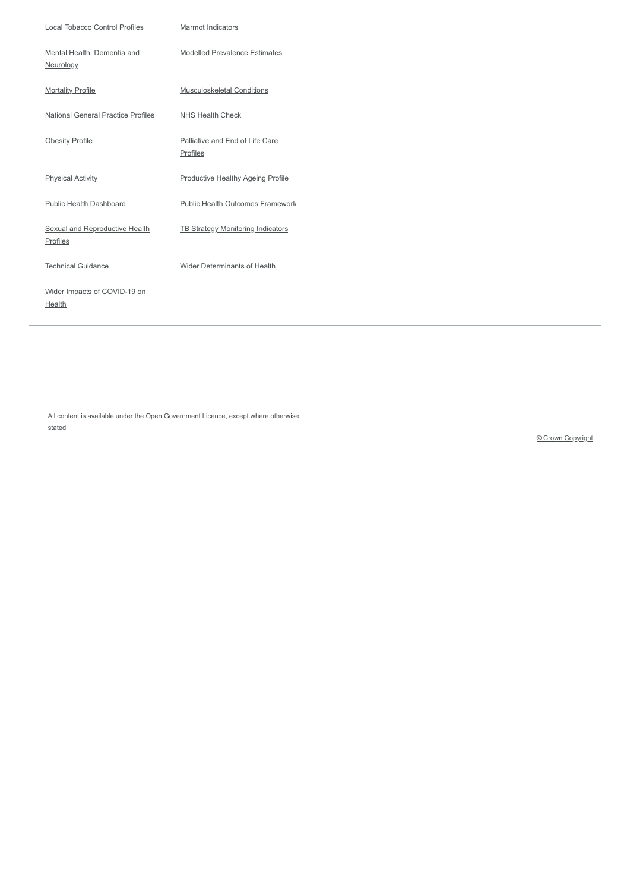- Local Tobacco Control Profiles
- Marmot Indicators
- Mental Health, Dementia and Neurology
- Modelled Prevalence Estimates
- Mortality Profile
- Musculoskeletal Conditions
- National General Practice Profiles
- NHS Health Check
- Obesity Profile
- Palliative and End of Life Care Profiles
- Physical Activity
- Productive Healthy Ageing Profile
- Public Health Dashboard
- Public Health Outcomes Framework
- Sexual and Reproductive Health Profiles
- TB Strategy Monitoring Indicators
- Technical Guidance
- Wider Determinants of Health
- Wider Impacts of COVID-19 on Health

---

All content is available under the Open Government Licence, except where otherwise stated

© Crown Copyright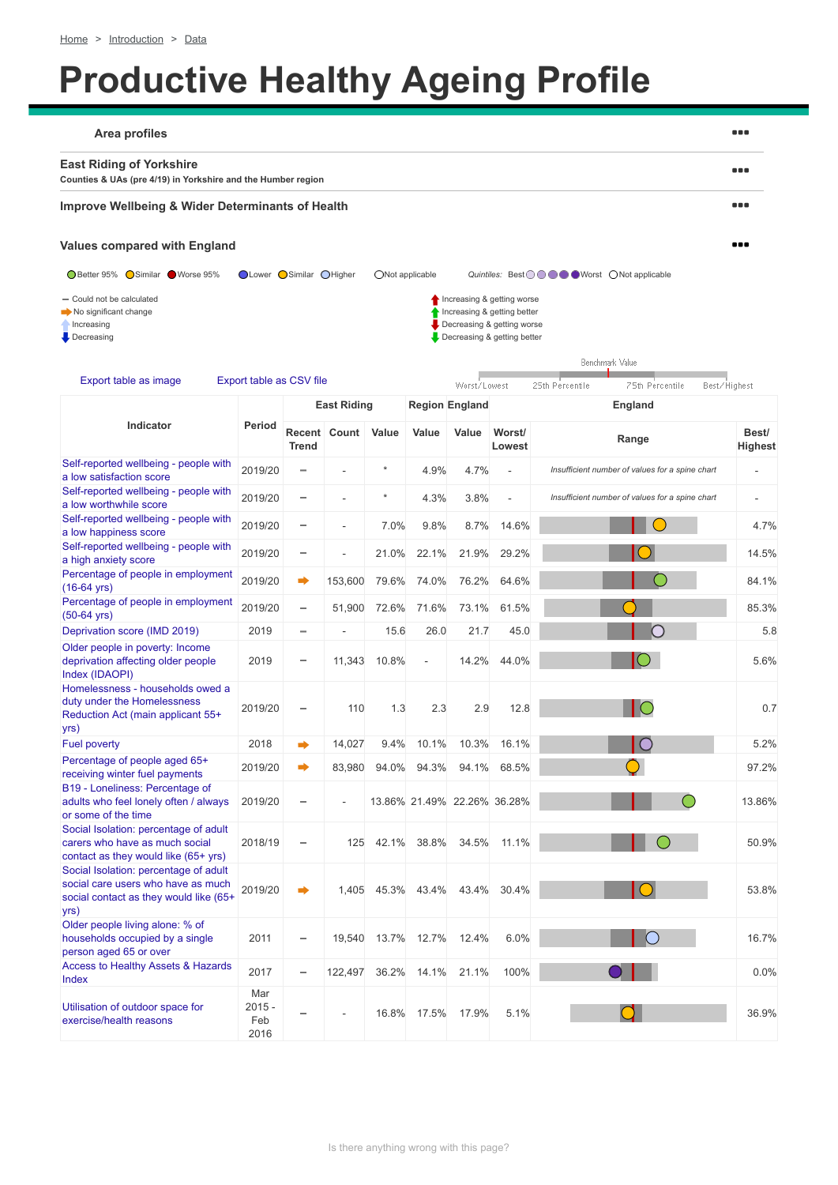Home > Introduction > Data

# Productive Healthy Ageing Profile

**Area profiles**

**East Riding of Yorkshire**
Counties & UAs (pre 4/19) in Yorkshire and the Humber region

**Improve Wellbeing & Wider Determinants of Health**

**Values compared with England**

Better 95% Similar Worse 95% Lower Similar Higher Not applicable *Quintiles:* Best Worst Not applicable

– Could not be calculated
No significant change
Increasing
Decreasing
Increasing & getting worse
Increasing & getting better
Decreasing & getting worse
Decreasing & getting better

Benchmark Value
Worst/Lowest 25th Percentile 75th Percentile Best/Highest

Export table as image Export table as CSV file

| Indicator | Period | East Riding | | | Region | England | England | | |
|---|---|---|---|---|---|---|---|---|---|
| | | Recent Trend | Count | Value | Value | Value | Worst/ Lowest | Range | Best/ Highest |
| Self-reported wellbeing - people with a low satisfaction score | 2019/20 | – | - | * | 4.9% | 4.7% | - | *Insufficient number of values for a spine chart* | - |
| Self-reported wellbeing - people with a low worthwhile score | 2019/20 | – | - | * | 4.3% | 3.8% | - | *Insufficient number of values for a spine chart* | - |
| Self-reported wellbeing - people with a low happiness score | 2019/20 | – | - | 7.0% | 9.8% | 8.7% | 14.6% | | 4.7% |
| Self-reported wellbeing - people with a high anxiety score | 2019/20 | – | - | 21.0% | 22.1% | 21.9% | 29.2% | | 14.5% |
| Percentage of people in employment (16-64 yrs) | 2019/20 | No significant change | 153,600 | 79.6% | 74.0% | 76.2% | 64.6% | | 84.1% |
| Percentage of people in employment (50-64 yrs) | 2019/20 | – | 51,900 | 72.6% | 71.6% | 73.1% | 61.5% | | 85.3% |
| Deprivation score (IMD 2019) | 2019 | – | - | 15.6 | 26.0 | 21.7 | 45.0 | | 5.8 |
| Older people in poverty: Income deprivation affecting older people Index (IDAOPI) | 2019 | – | 11,343 | 10.8% | - | 14.2% | 44.0% | | 5.6% |
| Homelessness - households owed a duty under the Homelessness Reduction Act (main applicant 55+ yrs) | 2019/20 | – | 110 | 1.3 | 2.3 | 2.9 | 12.8 | | 0.7 |
| Fuel poverty | 2018 | No significant change | 14,027 | 9.4% | 10.1% | 10.3% | 16.1% | | 5.2% |
| Percentage of people aged 65+ receiving winter fuel payments | 2019/20 | No significant change | 83,980 | 94.0% | 94.3% | 94.1% | 68.5% | | 97.2% |
| B19 - Loneliness: Percentage of adults who feel lonely often / always or some of the time | 2019/20 | – | - | 13.86% | 21.49% | 22.26% | 36.28% | | 13.86% |
| Social Isolation: percentage of adult carers who have as much social contact as they would like (65+ yrs) | 2018/19 | – | 125 | 42.1% | 38.8% | 34.5% | 11.1% | | 50.9% |
| Social Isolation: percentage of adult social care users who have as much social contact as they would like (65+ yrs) | 2019/20 | No significant change | 1,405 | 45.3% | 43.4% | 43.4% | 30.4% | | 53.8% |
| Older people living alone: % of households occupied by a single person aged 65 or over | 2011 | – | 19,540 | 13.7% | 12.7% | 12.4% | 6.0% | | 16.7% |
| Access to Healthy Assets & Hazards Index | 2017 | – | 122,497 | 36.2% | 14.1% | 21.1% | 100% | | 0.0% |
| Utilisation of outdoor space for exercise/health reasons | Mar 2015 - Feb 2016 | – | - | 16.8% | 17.5% | 17.9% | 5.1% | | 36.9% |

Is there anything wrong with this page?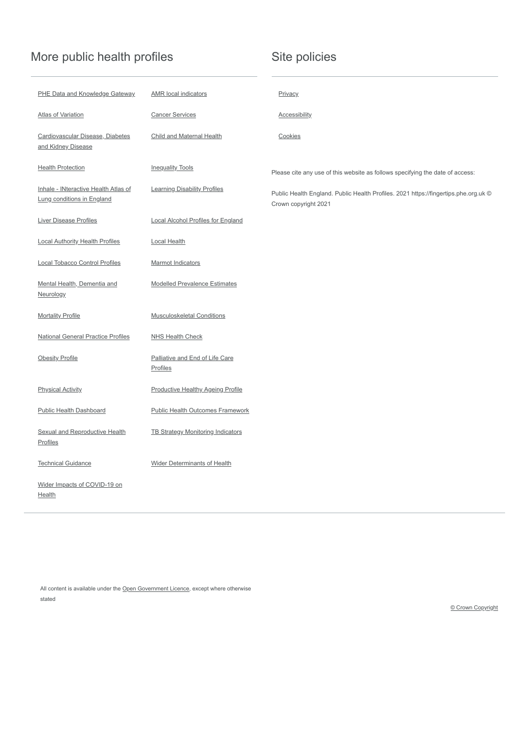## More public health profiles

- PHE Data and Knowledge Gateway
- AMR local indicators
- Atlas of Variation
- Cancer Services
- Cardiovascular Disease, Diabetes and Kidney Disease
- Child and Maternal Health
- Health Protection
- Inequality Tools
- Inhale - INteractive Health Atlas of Lung conditions in England
- Learning Disability Profiles
- Liver Disease Profiles
- Local Alcohol Profiles for England
- Local Authority Health Profiles
- Local Health
- Local Tobacco Control Profiles
- Marmot Indicators
- Mental Health, Dementia and Neurology
- Modelled Prevalence Estimates
- Mortality Profile
- Musculoskeletal Conditions
- National General Practice Profiles
- NHS Health Check
- Obesity Profile
- Palliative and End of Life Care Profiles
- Physical Activity
- Productive Healthy Ageing Profile
- Public Health Dashboard
- Public Health Outcomes Framework
- Sexual and Reproductive Health Profiles
- TB Strategy Monitoring Indicators
- Technical Guidance
- Wider Determinants of Health
- Wider Impacts of COVID-19 on Health

## Site policies

- Privacy
- Accessibility
- Cookies

Please cite any use of this website as follows specifying the date of access:

Public Health England. Public Health Profiles. 2021 https://fingertips.phe.org.uk © Crown copyright 2021

All content is available under the Open Government Licence, except where otherwise stated

© Crown Copyright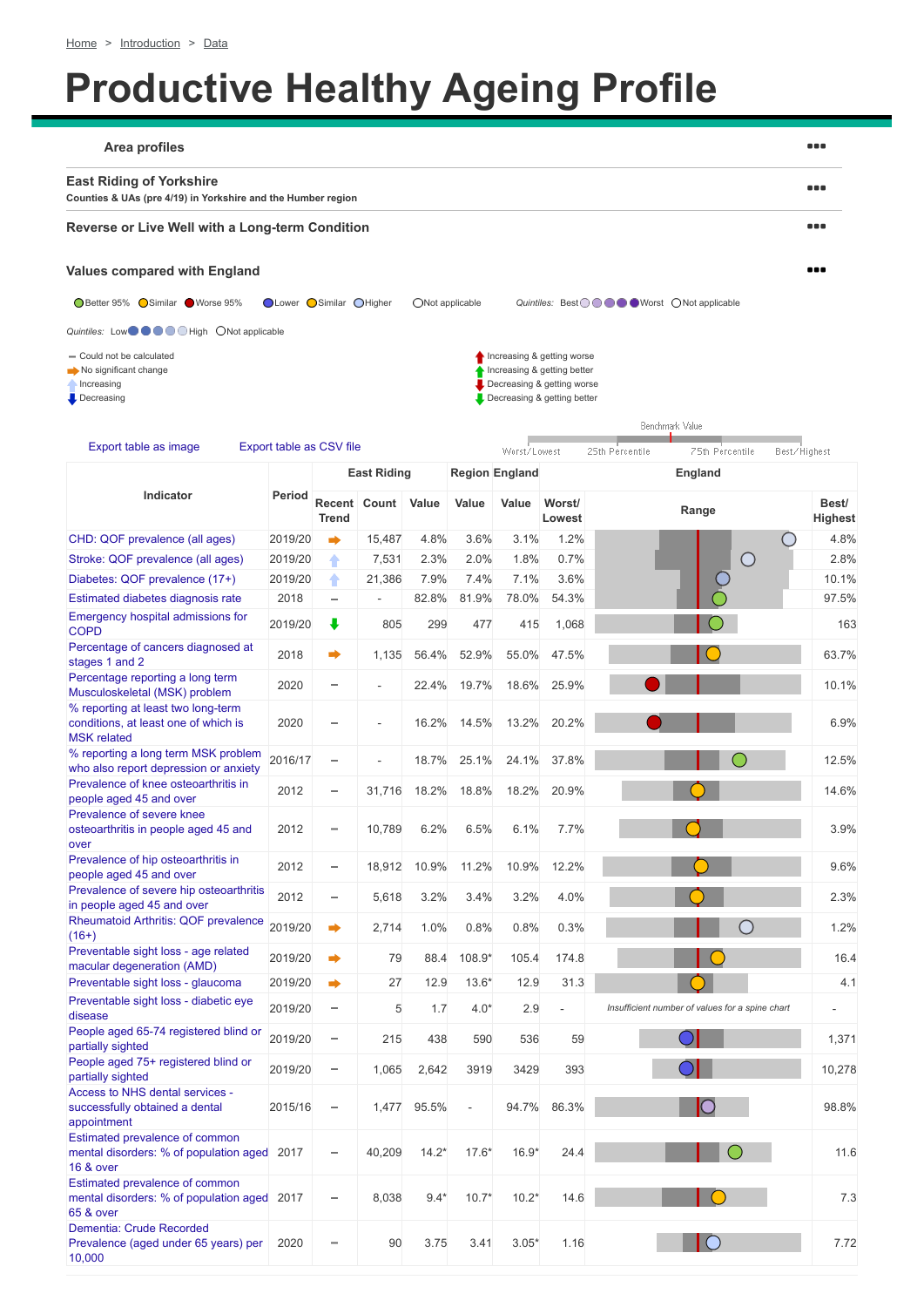Home > Introduction > Data

# Productive Healthy Ageing Profile

**Area profiles**

**East Riding of Yorkshire**
Counties & UAs (pre 4/19) in Yorkshire and the Humber region

**Reverse or Live Well with a Long-term Condition**

**Values compared with England**

Better 95% Similar Worse 95% Lower Similar Higher Not applicable *Quintiles:* Best Worst Not applicable

*Quintiles:* Low High Not applicable

- Could not be calculated
- No significant change
- Increasing
- Decreasing
- Increasing & getting worse
- Increasing & getting better
- Decreasing & getting worse
- Decreasing & getting better

Export table as image Export table as CSV file

Benchmark Value
Worst/Lowest 25th Percentile 75th Percentile Best/Highest

| Indicator | Period | East Riding | | | Region | England | England | | |
|---|---|---|---|---|---|---|---|---|---|
| | | Recent Trend | Count | Value | Value | Value | Worst/ Lowest | Range | Best/ Highest |
| CHD: QOF prevalence (all ages) | 2019/20 | No significant change | 15,487 | 4.8% | 3.6% | 3.1% | 1.2% | | 4.8% |
| Stroke: QOF prevalence (all ages) | 2019/20 | Increasing | 7,531 | 2.3% | 2.0% | 1.8% | 0.7% | | 2.8% |
| Diabetes: QOF prevalence (17+) | 2019/20 | Increasing | 21,386 | 7.9% | 7.4% | 7.1% | 3.6% | | 10.1% |
| Estimated diabetes diagnosis rate | 2018 | – | - | 82.8% | 81.9% | 78.0% | 54.3% | | 97.5% |
| Emergency hospital admissions for COPD | 2019/20 | Decreasing & getting better | 805 | 299 | 477 | 415 | 1,068 | | 163 |
| Percentage of cancers diagnosed at stages 1 and 2 | 2018 | No significant change | 1,135 | 56.4% | 52.9% | 55.0% | 47.5% | | 63.7% |
| Percentage reporting a long term Musculoskeletal (MSK) problem | 2020 | – | - | 22.4% | 19.7% | 18.6% | 25.9% | | 10.1% |
| % reporting at least two long-term conditions, at least one of which is MSK related | 2020 | – | - | 16.2% | 14.5% | 13.2% | 20.2% | | 6.9% |
| % reporting a long term MSK problem who also report depression or anxiety | 2016/17 | – | - | 18.7% | 25.1% | 24.1% | 37.8% | | 12.5% |
| Prevalence of knee osteoarthritis in people aged 45 and over | 2012 | – | 31,716 | 18.2% | 18.8% | 18.2% | 20.9% | | 14.6% |
| Prevalence of severe knee osteoarthritis in people aged 45 and over | 2012 | – | 10,789 | 6.2% | 6.5% | 6.1% | 7.7% | | 3.9% |
| Prevalence of hip osteoarthritis in people aged 45 and over | 2012 | – | 18,912 | 10.9% | 11.2% | 10.9% | 12.2% | | 9.6% |
| Prevalence of severe hip osteoarthritis in people aged 45 and over | 2012 | – | 5,618 | 3.2% | 3.4% | 3.2% | 4.0% | | 2.3% |
| Rheumatoid Arthritis: QOF prevalence (16+) | 2019/20 | No significant change | 2,714 | 1.0% | 0.8% | 0.8% | 0.3% | | 1.2% |
| Preventable sight loss - age related macular degeneration (AMD) | 2019/20 | No significant change | 79 | 88.4 | 108.9* | 105.4 | 174.8 | | 16.4 |
| Preventable sight loss - glaucoma | 2019/20 | No significant change | 27 | 12.9 | 13.6* | 12.9 | 31.3 | | 4.1 |
| Preventable sight loss - diabetic eye disease | 2019/20 | – | 5 | 1.7 | 4.0* | 2.9 | - | *Insufficient number of values for a spine chart* | - |
| People aged 65-74 registered blind or partially sighted | 2019/20 | – | 215 | 438 | 590 | 536 | 59 | | 1,371 |
| People aged 75+ registered blind or partially sighted | 2019/20 | – | 1,065 | 2,642 | 3919 | 3429 | 393 | | 10,278 |
| Access to NHS dental services - successfully obtained a dental appointment | 2015/16 | – | 1,477 | 95.5% | - | 94.7% | 86.3% | | 98.8% |
| Estimated prevalence of common mental disorders: % of population aged 16 & over | 2017 | – | 40,209 | 14.2* | 17.6* | 16.9* | 24.4 | | 11.6 |
| Estimated prevalence of common mental disorders: % of population aged 65 & over | 2017 | – | 8,038 | 9.4* | 10.7* | 10.2* | 14.6 | | 7.3 |
| Dementia: Crude Recorded Prevalence (aged under 65 years) per 10,000 | 2020 | – | 90 | 3.75 | 3.41 | 3.05* | 1.16 | | 7.72 |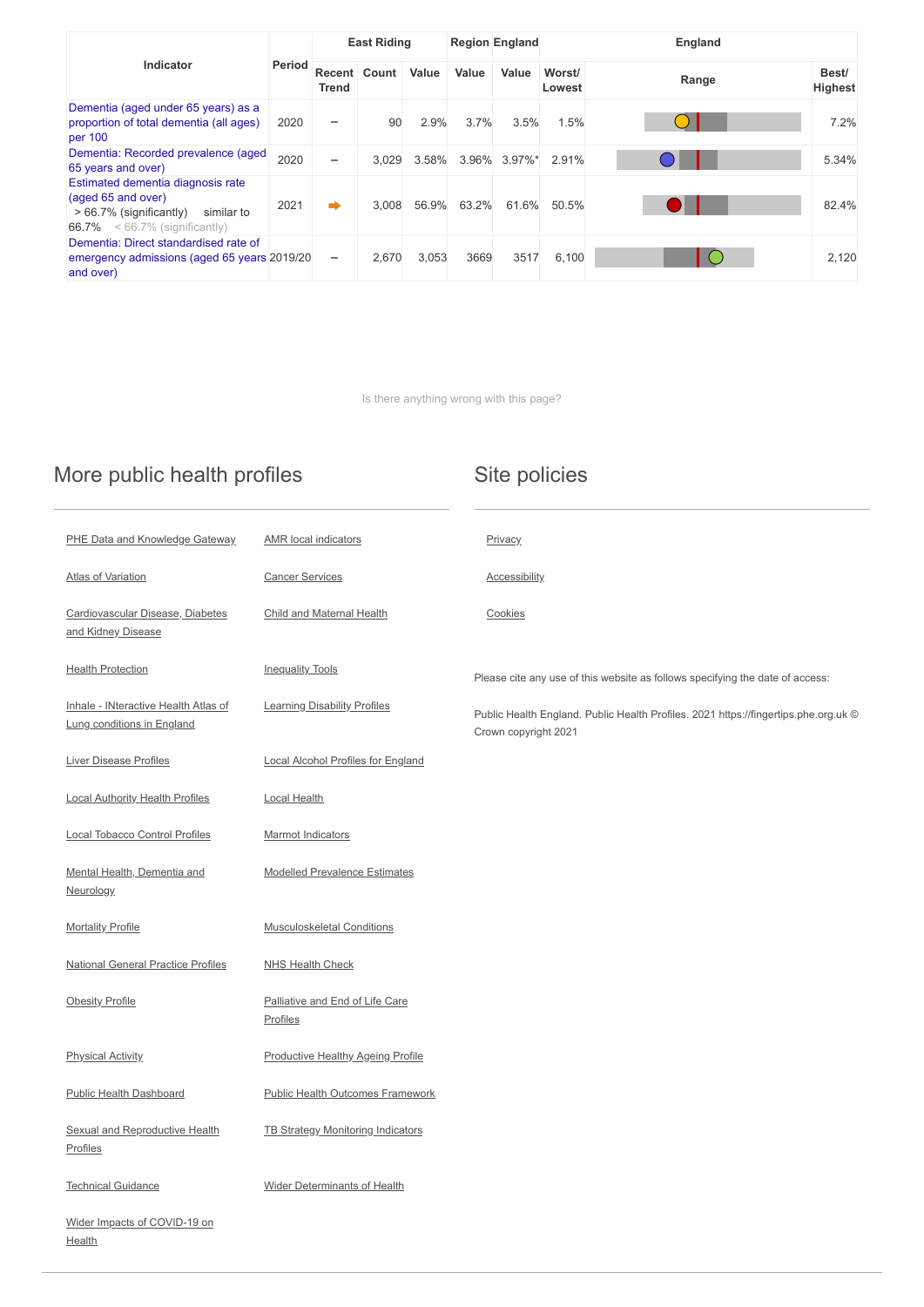| Indicator | Period | East Riding | | | Region | England | England | | |
|---|---|---|---|---|---|---|---|---|---|
| | | Recent Trend | Count | Value | Value | Value | Worst/ Lowest | Range | Best/ Highest |
| Dementia (aged under 65 years) as a proportion of total dementia (all ages) per 100 | 2020 | – | 90 | 2.9% | 3.7% | 3.5% | 1.5% | | 7.2% |
| Dementia: Recorded prevalence (aged 65 years and over) | 2020 | – | 3,029 | 3.58% | 3.96% | 3.97%* | 2.91% | | 5.34% |
| Estimated dementia diagnosis rate (aged 65 and over) > 66.7% (significantly) similar to 66.7% < 66.7% (significantly) | 2021 | ➡ | 3,008 | 56.9% | 63.2% | 61.6% | 50.5% | | 82.4% |
| Dementia: Direct standardised rate of emergency admissions (aged 65 years and over) | 2019/20 | – | 2,670 | 3,053 | 3669 | 3517 | 6,100 | | 2,120 |

Is there anything wrong with this page?

## More public health profiles

- PHE Data and Knowledge Gateway
- AMR local indicators
- Atlas of Variation
- Cancer Services
- Cardiovascular Disease, Diabetes and Kidney Disease
- Child and Maternal Health
- Health Protection
- Inequality Tools
- Inhale - INteractive Health Atlas of Lung conditions in England
- Learning Disability Profiles
- Liver Disease Profiles
- Local Alcohol Profiles for England
- Local Authority Health Profiles
- Local Health
- Local Tobacco Control Profiles
- Marmot Indicators
- Mental Health, Dementia and Neurology
- Modelled Prevalence Estimates
- Mortality Profile
- Musculoskeletal Conditions
- National General Practice Profiles
- NHS Health Check
- Obesity Profile
- Palliative and End of Life Care Profiles
- Physical Activity
- Productive Healthy Ageing Profile
- Public Health Dashboard
- Public Health Outcomes Framework
- Sexual and Reproductive Health Profiles
- TB Strategy Monitoring Indicators
- Technical Guidance
- Wider Determinants of Health
- Wider Impacts of COVID-19 on Health

## Site policies

- Privacy
- Accessibility
- Cookies

Please cite any use of this website as follows specifying the date of access:

Public Health England. Public Health Profiles. 2021 https://fingertips.phe.org.uk © Crown copyright 2021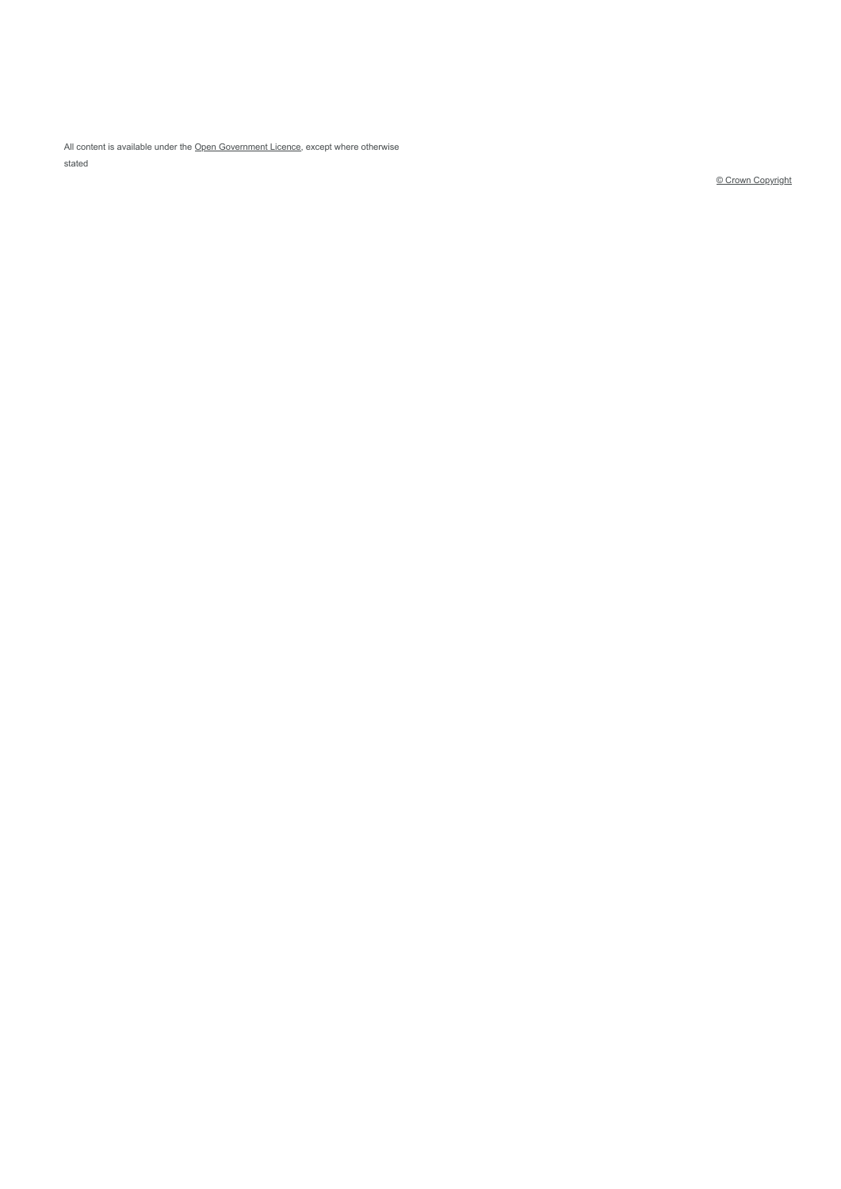All content is available under the Open Government Licence, except where otherwise stated

© Crown Copyright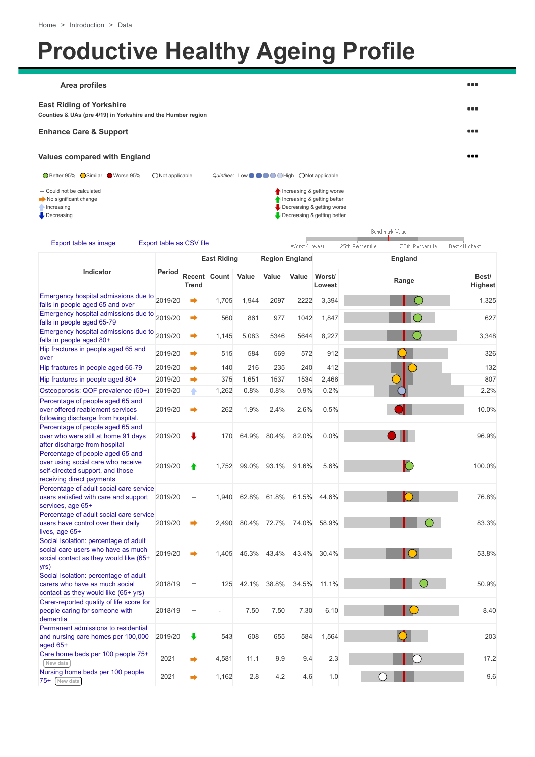Home > Introduction > Data

# Productive Healthy Ageing Profile

Area profiles

## East Riding of Yorkshire

Counties & UAs (pre 4/19) in Yorkshire and the Humber region

### Enhance Care & Support

### Values compared with England

Better 95% Similar Worse 95% Not applicable *Quintiles:* Low High Not applicable

– Could not be calculated
No significant change
Increasing
Decreasing

Increasing & getting worse
Increasing & getting better
Decreasing & getting worse
Decreasing & getting better

Export table as image Export table as CSV file

Benchmark Value
Worst/Lowest 25th Percentile 75th Percentile Best/Highest

| Indicator | Period | East Riding | | | Region | England | England | | |
|---|---|---|---|---|---|---|---|---|---|
| | | Recent Trend | Count | Value | Value | Value | Worst/ Lowest | Range | Best/ Highest |
| Emergency hospital admissions due to falls in people aged 65 and over | 2019/20 | No significant change | 1,705 | 1,944 | 2097 | 2222 | 3,394 | | 1,325 |
| Emergency hospital admissions due to falls in people aged 65-79 | 2019/20 | No significant change | 560 | 861 | 977 | 1042 | 1,847 | | 627 |
| Emergency hospital admissions due to falls in people aged 80+ | 2019/20 | No significant change | 1,145 | 5,083 | 5346 | 5644 | 8,227 | | 3,348 |
| Hip fractures in people aged 65 and over | 2019/20 | No significant change | 515 | 584 | 569 | 572 | 912 | | 326 |
| Hip fractures in people aged 65-79 | 2019/20 | No significant change | 140 | 216 | 235 | 240 | 412 | | 132 |
| Hip fractures in people aged 80+ | 2019/20 | No significant change | 375 | 1,651 | 1537 | 1534 | 2,466 | | 807 |
| Osteoporosis: QOF prevalence (50+) | 2019/20 | Increasing | 1,262 | 0.8% | 0.8% | 0.9% | 0.2% | | 2.2% |
| Percentage of people aged 65 and over offered reablement services following discharge from hospital. | 2019/20 | No significant change | 262 | 1.9% | 2.4% | 2.6% | 0.5% | | 10.0% |
| Percentage of people aged 65 and over who were still at home 91 days after discharge from hospital | 2019/20 | Decreasing & getting worse | 170 | 64.9% | 80.4% | 82.0% | 0.0% | | 96.9% |
| Percentage of people aged 65 and over using social care who receive self-directed support, and those receiving direct payments | 2019/20 | Increasing & getting better | 1,752 | 99.0% | 93.1% | 91.6% | 5.6% | | 100.0% |
| Percentage of adult social care service users satisfied with care and support services, age 65+ | 2019/20 | – | 1,940 | 62.8% | 61.8% | 61.5% | 44.6% | | 76.8% |
| Percentage of adult social care service users have control over their daily lives, age 65+ | 2019/20 | No significant change | 2,490 | 80.4% | 72.7% | 74.0% | 58.9% | | 83.3% |
| Social Isolation: percentage of adult social care users who have as much social contact as they would like (65+ yrs) | 2019/20 | No significant change | 1,405 | 45.3% | 43.4% | 43.4% | 30.4% | | 53.8% |
| Social Isolation: percentage of adult carers who have as much social contact as they would like (65+ yrs) | 2018/19 | – | 125 | 42.1% | 38.8% | 34.5% | 11.1% | | 50.9% |
| Carer-reported quality of life score for people caring for someone with dementia | 2018/19 | – | - | 7.50 | 7.50 | 7.30 | 6.10 | | 8.40 |
| Permanent admissions to residential and nursing care homes per 100,000 aged 65+ | 2019/20 | Decreasing & getting better | 543 | 608 | 655 | 584 | 1,564 | | 203 |
| Care home beds per 100 people 75+ New data | 2021 | No significant change | 4,581 | 11.1 | 9.9 | 9.4 | 2.3 | | 17.2 |
| Nursing home beds per 100 people 75+ New data | 2021 | No significant change | 1,162 | 2.8 | 4.2 | 4.6 | 1.0 | | 9.6 |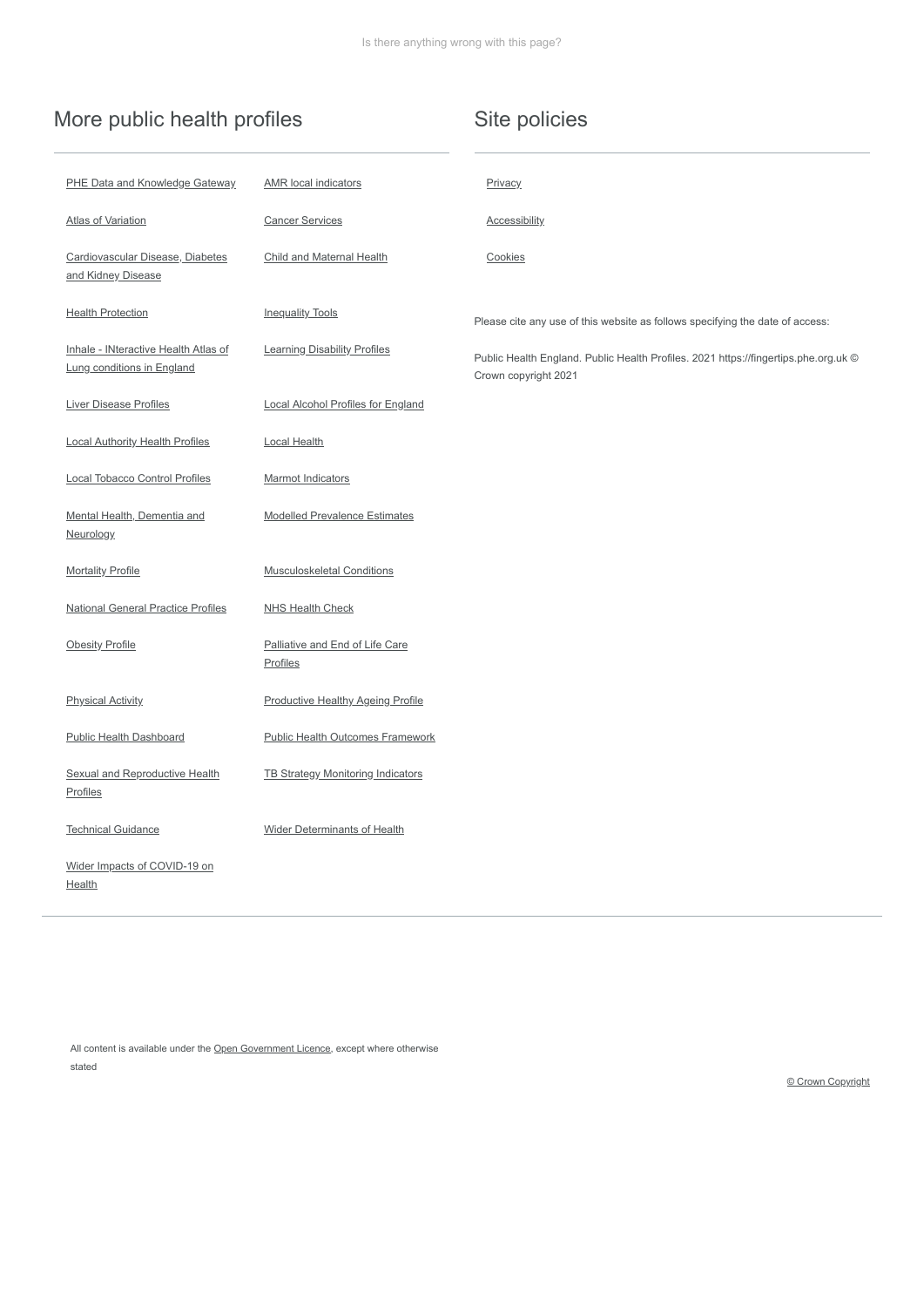Is there anything wrong with this page?

## More public health profiles

- PHE Data and Knowledge Gateway
- AMR local indicators
- Atlas of Variation
- Cancer Services
- Cardiovascular Disease, Diabetes and Kidney Disease
- Child and Maternal Health
- Health Protection
- Inequality Tools
- Inhale - INteractive Health Atlas of Lung conditions in England
- Learning Disability Profiles
- Liver Disease Profiles
- Local Alcohol Profiles for England
- Local Authority Health Profiles
- Local Health
- Local Tobacco Control Profiles
- Marmot Indicators
- Mental Health, Dementia and Neurology
- Modelled Prevalence Estimates
- Mortality Profile
- Musculoskeletal Conditions
- National General Practice Profiles
- NHS Health Check
- Obesity Profile
- Palliative and End of Life Care Profiles
- Physical Activity
- Productive Healthy Ageing Profile
- Public Health Dashboard
- Public Health Outcomes Framework
- Sexual and Reproductive Health Profiles
- TB Strategy Monitoring Indicators
- Technical Guidance
- Wider Determinants of Health
- Wider Impacts of COVID-19 on Health

## Site policies

- Privacy
- Accessibility
- Cookies

Please cite any use of this website as follows specifying the date of access:

Public Health England. Public Health Profiles. 2021 https://fingertips.phe.org.uk © Crown copyright 2021

All content is available under the Open Government Licence, except where otherwise stated

© Crown Copyright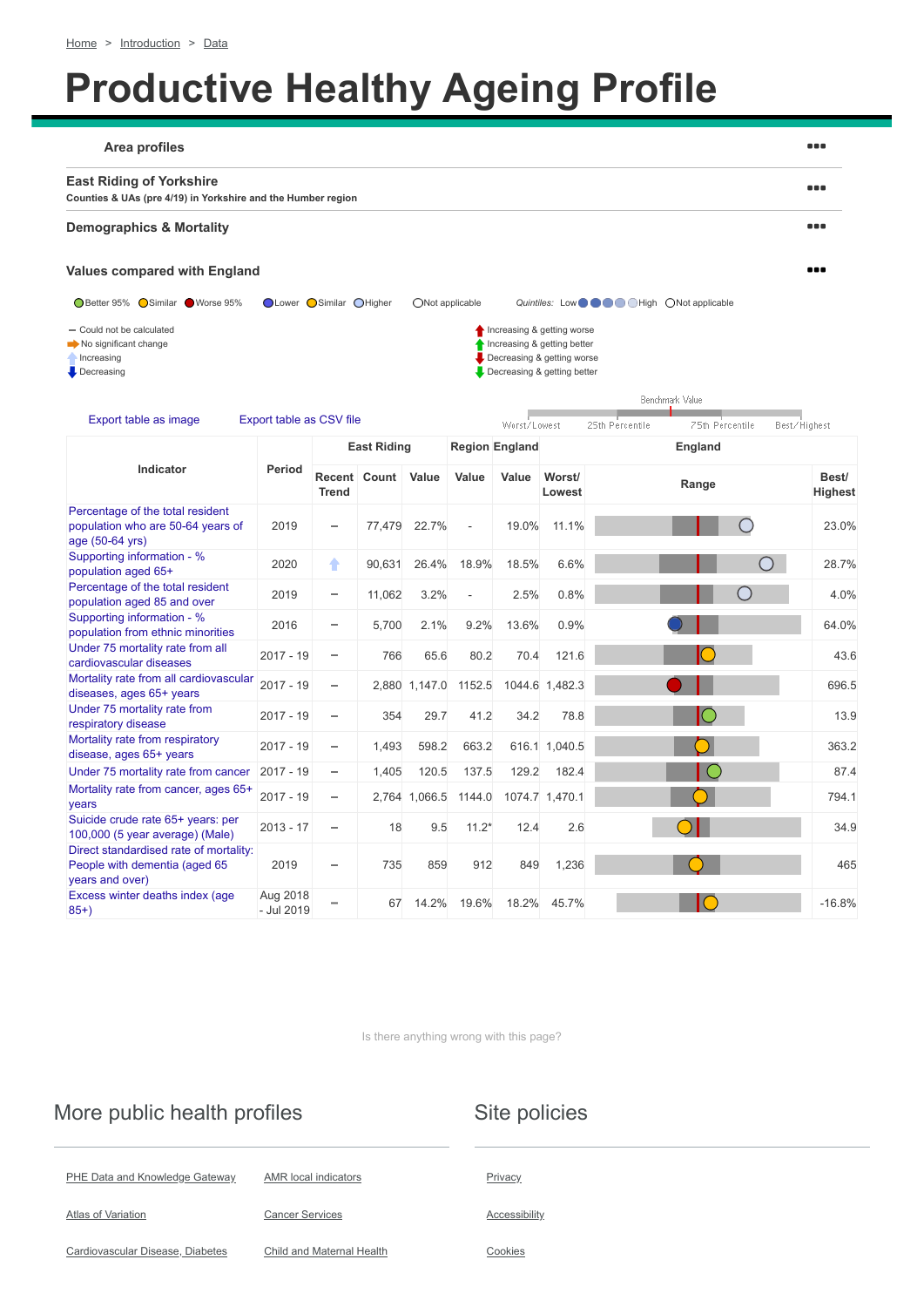Home > Introduction > Data

# Productive Healthy Ageing Profile

Area profiles

**East Riding of Yorkshire**

Counties & UAs (pre 4/19) in Yorkshire and the Humber region

**Demographics & Mortality**

**Values compared with England**

Better 95% Similar Worse 95% Lower Similar Higher Not applicable *Quintiles:* Low High Not applicable

– Could not be calculated
No significant change
Increasing
Decreasing
Increasing & getting worse
Increasing & getting better
Decreasing & getting worse
Decreasing & getting better

Export table as image Export table as CSV file

Benchmark Value
Worst/Lowest 25th Percentile 75th Percentile Best/Highest

| Indicator | Period | East Riding | | | Region | England | | England | |
|---|---|---|---|---|---|---|---|---|---|
| | | Recent Trend | Count | Value | Value | Value | Worst/ Lowest | Range | Best/ Highest |
| Percentage of the total resident population who are 50-64 years of age (50-64 yrs) | 2019 | – | 77,479 | 22.7% | - | 19.0% | 11.1% | | 23.0% |
| Supporting information - % population aged 65+ | 2020 | Increasing | 90,631 | 26.4% | 18.9% | 18.5% | 6.6% | | 28.7% |
| Percentage of the total resident population aged 85 and over | 2019 | – | 11,062 | 3.2% | - | 2.5% | 0.8% | | 4.0% |
| Supporting information - % population from ethnic minorities | 2016 | – | 5,700 | 2.1% | 9.2% | 13.6% | 0.9% | | 64.0% |
| Under 75 mortality rate from all cardiovascular diseases | 2017 - 19 | – | 766 | 65.6 | 80.2 | 70.4 | 121.6 | | 43.6 |
| Mortality rate from all cardiovascular diseases, ages 65+ years | 2017 - 19 | – | 2,880 | 1,147.0 | 1152.5 | 1044.6 | 1,482.3 | | 696.5 |
| Under 75 mortality rate from respiratory disease | 2017 - 19 | – | 354 | 29.7 | 41.2 | 34.2 | 78.8 | | 13.9 |
| Mortality rate from respiratory disease, ages 65+ years | 2017 - 19 | – | 1,493 | 598.2 | 663.2 | 616.1 | 1,040.5 | | 363.2 |
| Under 75 mortality rate from cancer | 2017 - 19 | – | 1,405 | 120.5 | 137.5 | 129.2 | 182.4 | | 87.4 |
| Mortality rate from cancer, ages 65+ years | 2017 - 19 | – | 2,764 | 1,066.5 | 1144.0 | 1074.7 | 1,470.1 | | 794.1 |
| Suicide crude rate 65+ years: per 100,000 (5 year average) (Male) | 2013 - 17 | – | 18 | 9.5 | 11.2* | 12.4 | 2.6 | | 34.9 |
| Direct standardised rate of mortality: People with dementia (aged 65 years and over) | 2019 | – | 735 | 859 | 912 | 849 | 1,236 | | 465 |
| Excess winter deaths index (age 85+) | Aug 2018 - Jul 2019 | – | 67 | 14.2% | 19.6% | 18.2% | 45.7% | | -16.8% |

Is there anything wrong with this page?

## More public health profiles

PHE Data and Knowledge Gateway
AMR local indicators
Atlas of Variation
Cancer Services
Cardiovascular Disease, Diabetes
Child and Maternal Health

## Site policies

Privacy
Accessibility
Cookies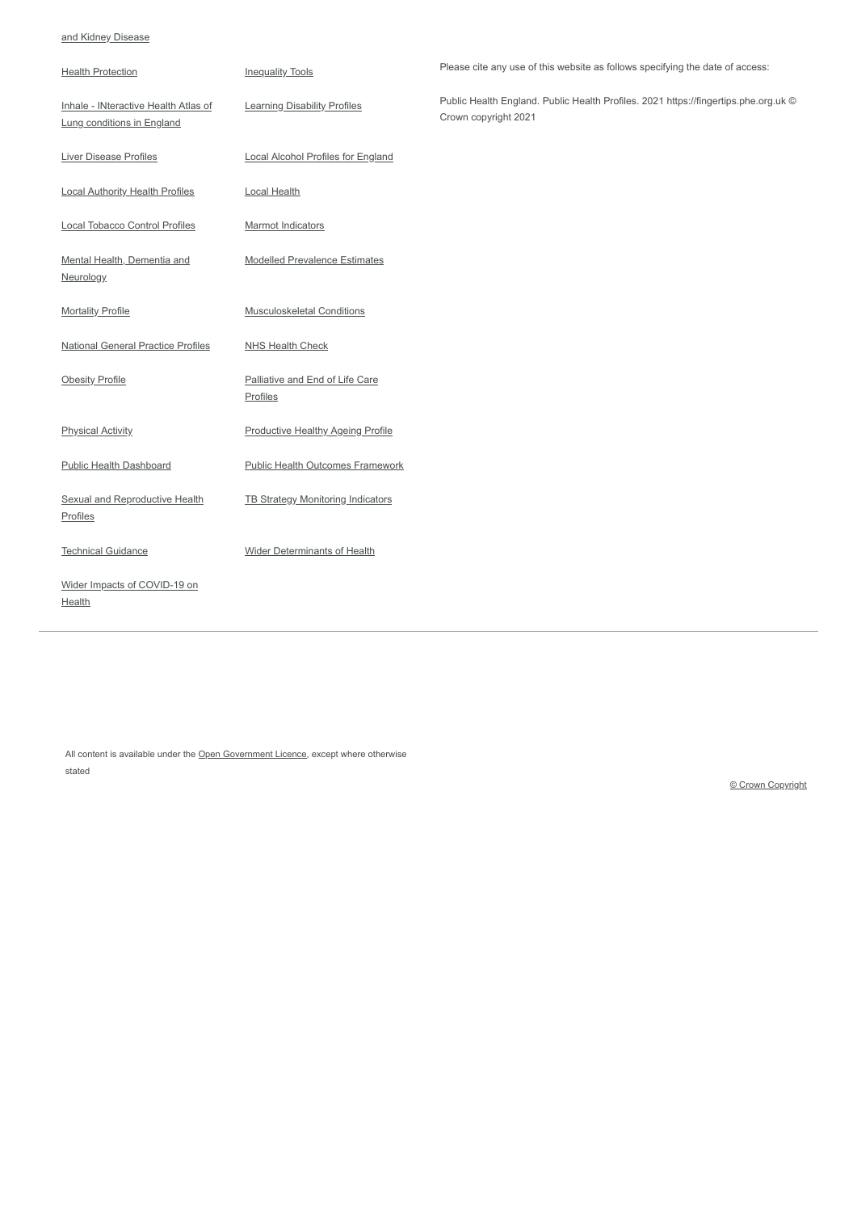and Kidney Disease

Health Protection

Inequality Tools

Inhale - INteractive Health Atlas of Lung conditions in England

Learning Disability Profiles

Liver Disease Profiles

Local Alcohol Profiles for England

Local Authority Health Profiles

Local Health

Local Tobacco Control Profiles

Marmot Indicators

Mental Health, Dementia and Neurology

Modelled Prevalence Estimates

Mortality Profile

Musculoskeletal Conditions

National General Practice Profiles

NHS Health Check

Obesity Profile

Palliative and End of Life Care Profiles

Physical Activity

Productive Healthy Ageing Profile

Public Health Dashboard

Public Health Outcomes Framework

Sexual and Reproductive Health Profiles

TB Strategy Monitoring Indicators

Technical Guidance

Wider Determinants of Health

Wider Impacts of COVID-19 on Health

Please cite any use of this website as follows specifying the date of access:

Public Health England. Public Health Profiles. 2021 https://fingertips.phe.org.uk © Crown copyright 2021

All content is available under the Open Government Licence, except where otherwise stated

© Crown Copyright